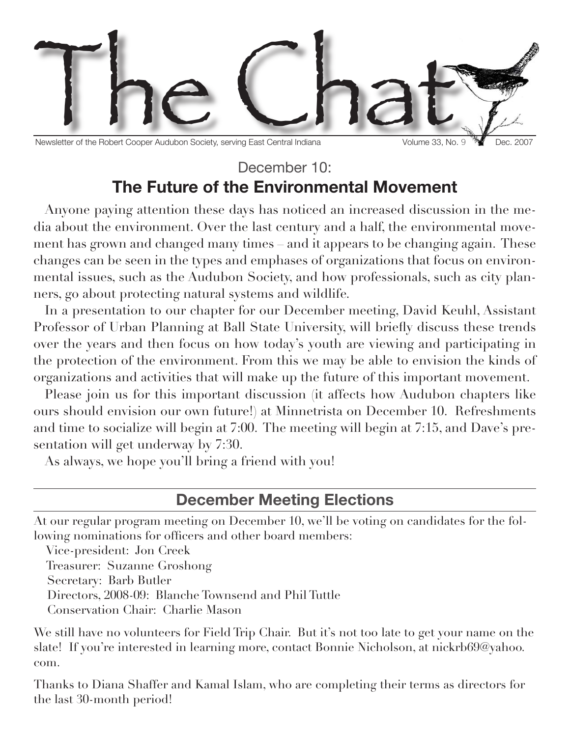# The Chat

Newsletter of the Robert Cooper Audubon Society, serving East Central Indiana — Volume 33, No. 9 — Dec. 2007

## December 10:
## The Future of the Environmental Movement

Anyone paying attention these days has noticed an increased discussion in the media about the environment. Over the last century and a half, the environmental movement has grown and changed many times – and it appears to be changing again. These changes can be seen in the types and emphases of organizations that focus on environmental issues, such as the Audubon Society, and how professionals, such as city planners, go about protecting natural systems and wildlife.

In a presentation to our chapter for our December meeting, David Keuhl, Assistant Professor of Urban Planning at Ball State University, will briefly discuss these trends over the years and then focus on how today's youth are viewing and participating in the protection of the environment. From this we may be able to envision the kinds of organizations and activities that will make up the future of this important movement.

Please join us for this important discussion (it affects how Audubon chapters like ours should envision our own future!) at Minnetrista on December 10. Refreshments and time to socialize will begin at 7:00. The meeting will begin at 7:15, and Dave's presentation will get underway by 7:30.

As always, we hope you'll bring a friend with you!

## December Meeting Elections

At our regular program meeting on December 10, we'll be voting on candidates for the following nominations for officers and other board members:

Vice-president: Jon Creek
Treasurer: Suzanne Groshong
Secretary: Barb Butler
Directors, 2008-09: Blanche Townsend and Phil Tuttle
Conservation Chair: Charlie Mason

We still have no volunteers for Field Trip Chair. But it's not too late to get your name on the slate! If you're interested in learning more, contact Bonnie Nicholson, at nickrb69@yahoo.com.

Thanks to Diana Shaffer and Kamal Islam, who are completing their terms as directors for the last 30-month period!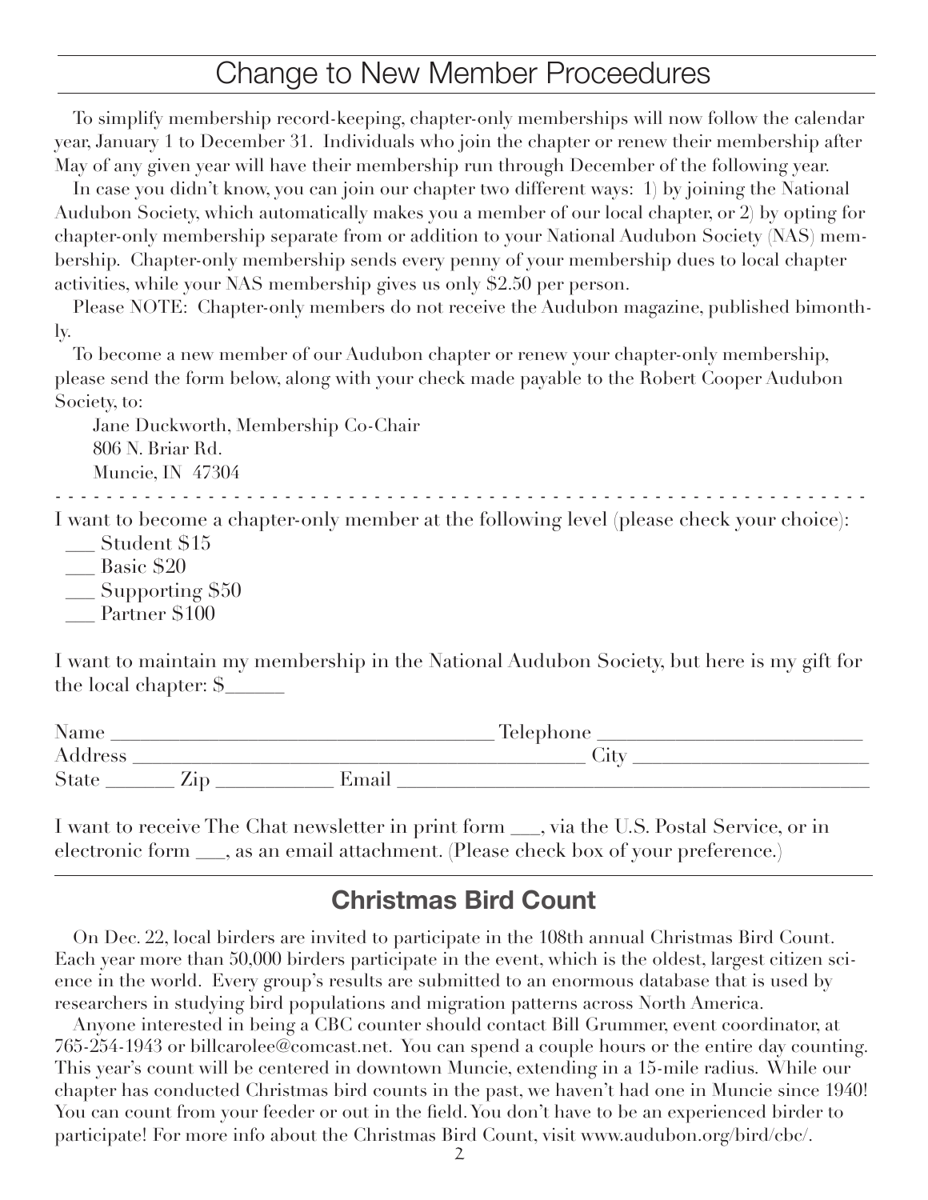## Change to New Member Proceedures

To simplify membership record-keeping, chapter-only memberships will now follow the calendar year, January 1 to December 31. Individuals who join the chapter or renew their membership after May of any given year will have their membership run through December of the following year.

In case you didn't know, you can join our chapter two different ways: 1) by joining the National Audubon Society, which automatically makes you a member of our local chapter, or 2) by opting for chapter-only membership separate from or addition to your National Audubon Society (NAS) membership. Chapter-only membership sends every penny of your membership dues to local chapter activities, while your NAS membership gives us only $2.50 per person.

Please NOTE: Chapter-only members do not receive the Audubon magazine, published bimonthly.

To become a new member of our Audubon chapter or renew your chapter-only membership, please send the form below, along with your check made payable to the Robert Cooper Audubon Society, to:

Jane Duckworth, Membership Co-Chair
806 N. Briar Rd.
Muncie, IN 47304

- - - - - - - - - - - - - - - - - - - - - - - - - - - - - - - - - - - - - - - - - - - - - - - - - - - - - - - - - - - -

I want to become a chapter-only member at the following level (please check your choice):

___ Student $15
___ Basic $20
___ Supporting $50
___ Partner $100

I want to maintain my membership in the National Audubon Society, but here is my gift for the local chapter: $______

Name ______________________________________ Telephone __________________________
Address ____________________________________________ City _______________________
State ______ Zip ___________ Email _____________________________________________

I want to receive The Chat newsletter in print form ___, via the U.S. Postal Service, or in electronic form ___, as an email attachment. (Please check box of your preference.)

---

## Christmas Bird Count

On Dec. 22, local birders are invited to participate in the 108th annual Christmas Bird Count. Each year more than 50,000 birders participate in the event, which is the oldest, largest citizen science in the world. Every group's results are submitted to an enormous database that is used by researchers in studying bird populations and migration patterns across North America.

Anyone interested in being a CBC counter should contact Bill Grummer, event coordinator, at 765-254-1943 or billcarolee@comcast.net. You can spend a couple hours or the entire day counting. This year's count will be centered in downtown Muncie, extending in a 15-mile radius. While our chapter has conducted Christmas bird counts in the past, we haven't had one in Muncie since 1940! You can count from your feeder or out in the field. You don't have to be an experienced birder to participate! For more info about the Christmas Bird Count, visit www.audubon.org/bird/cbc/.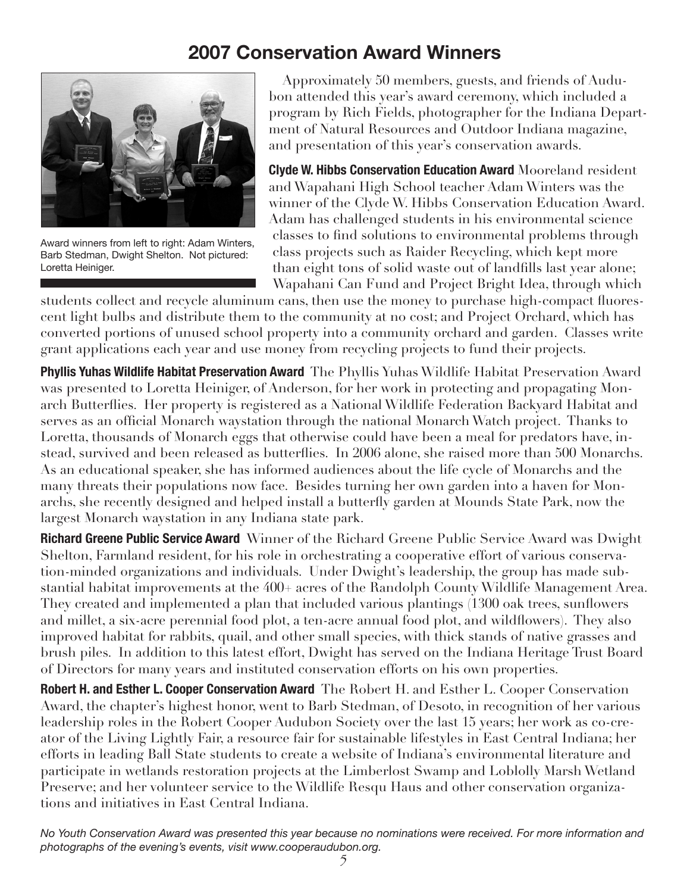# 2007 Conservation Award Winners

Award winners from left to right: Adam Winters, Barb Stedman, Dwight Shelton. Not pictured: Loretta Heiniger.

Approximately 50 members, guests, and friends of Audubon attended this year's award ceremony, which included a program by Rich Fields, photographer for the Indiana Department of Natural Resources and Outdoor Indiana magazine, and presentation of this year's conservation awards.

**Clyde W. Hibbs Conservation Education Award** Mooreland resident and Wapahani High School teacher Adam Winters was the winner of the Clyde W. Hibbs Conservation Education Award. Adam has challenged students in his environmental science classes to find solutions to environmental problems through class projects such as Raider Recycling, which kept more than eight tons of solid waste out of landfills last year alone; Wapahani Can Fund and Project Bright Idea, through which students collect and recycle aluminum cans, then use the money to purchase high-compact fluorescent light bulbs and distribute them to the community at no cost; and Project Orchard, which has converted portions of unused school property into a community orchard and garden. Classes write grant applications each year and use money from recycling projects to fund their projects.

**Phyllis Yuhas Wildlife Habitat Preservation Award** The Phyllis Yuhas Wildlife Habitat Preservation Award was presented to Loretta Heiniger, of Anderson, for her work in protecting and propagating Monarch Butterflies. Her property is registered as a National Wildlife Federation Backyard Habitat and serves as an official Monarch waystation through the national Monarch Watch project. Thanks to Loretta, thousands of Monarch eggs that otherwise could have been a meal for predators have, instead, survived and been released as butterflies. In 2006 alone, she raised more than 500 Monarchs. As an educational speaker, she has informed audiences about the life cycle of Monarchs and the many threats their populations now face. Besides turning her own garden into a haven for Monarchs, she recently designed and helped install a butterfly garden at Mounds State Park, now the largest Monarch waystation in any Indiana state park.

**Richard Greene Public Service Award** Winner of the Richard Greene Public Service Award was Dwight Shelton, Farmland resident, for his role in orchestrating a cooperative effort of various conservation-minded organizations and individuals. Under Dwight's leadership, the group has made substantial habitat improvements at the 400+ acres of the Randolph County Wildlife Management Area. They created and implemented a plan that included various plantings (1300 oak trees, sunflowers and millet, a six-acre perennial food plot, a ten-acre annual food plot, and wildflowers). They also improved habitat for rabbits, quail, and other small species, with thick stands of native grasses and brush piles. In addition to this latest effort, Dwight has served on the Indiana Heritage Trust Board of Directors for many years and instituted conservation efforts on his own properties.

**Robert H. and Esther L. Cooper Conservation Award** The Robert H. and Esther L. Cooper Conservation Award, the chapter's highest honor, went to Barb Stedman, of Desoto, in recognition of her various leadership roles in the Robert Cooper Audubon Society over the last 15 years; her work as co-creator of the Living Lightly Fair, a resource fair for sustainable lifestyles in East Central Indiana; her efforts in leading Ball State students to create a website of Indiana's environmental literature and participate in wetlands restoration projects at the Limberlost Swamp and Loblolly Marsh Wetland Preserve; and her volunteer service to the Wildlife Resqu Haus and other conservation organizations and initiatives in East Central Indiana.

*No Youth Conservation Award was presented this year because no nominations were received. For more information and photographs of the evening's events, visit www.cooperaudubon.org.*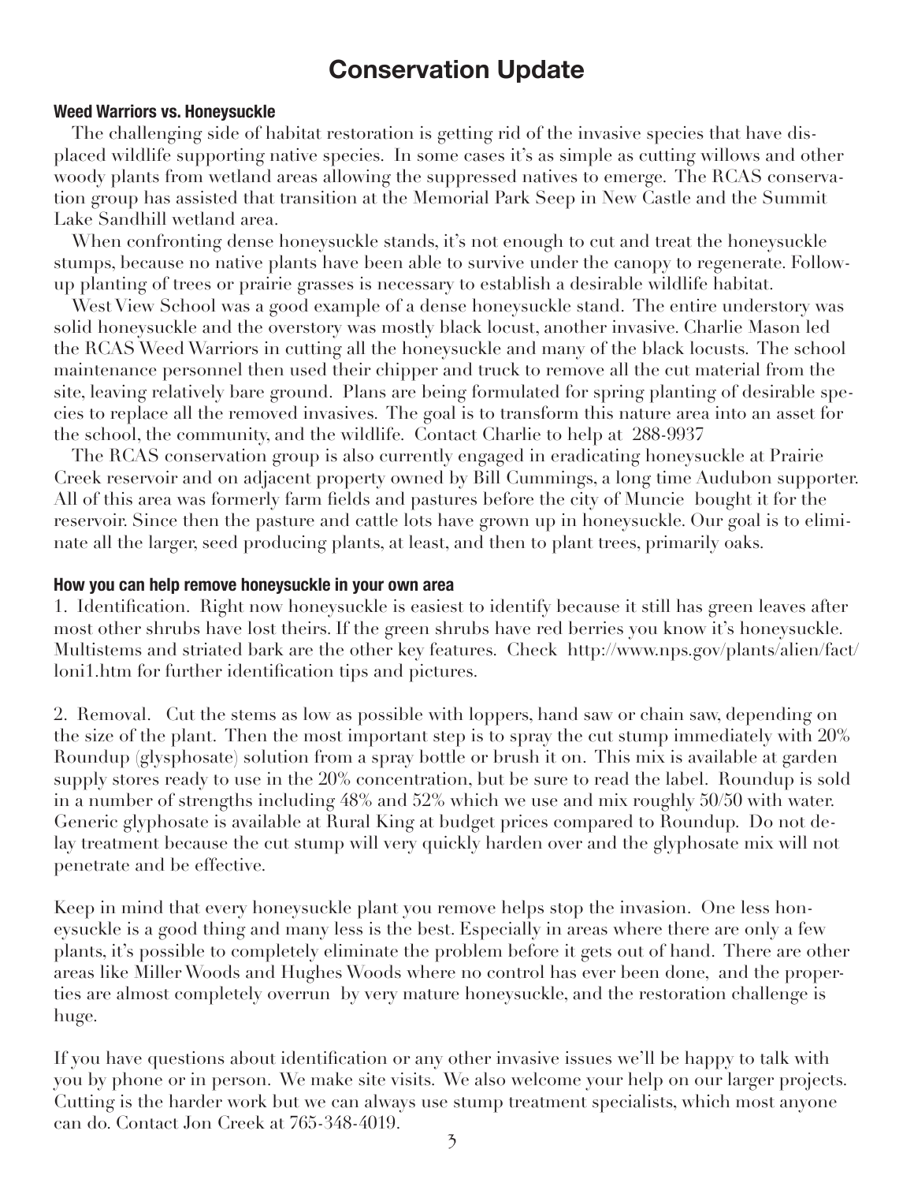# Conservation Update

### Weed Warriors vs. Honeysuckle

The challenging side of habitat restoration is getting rid of the invasive species that have displaced wildlife supporting native species. In some cases it's as simple as cutting willows and other woody plants from wetland areas allowing the suppressed natives to emerge. The RCAS conservation group has assisted that transition at the Memorial Park Seep in New Castle and the Summit Lake Sandhill wetland area.

When confronting dense honeysuckle stands, it's not enough to cut and treat the honeysuckle stumps, because no native plants have been able to survive under the canopy to regenerate. Follow-up planting of trees or prairie grasses is necessary to establish a desirable wildlife habitat.

West View School was a good example of a dense honeysuckle stand. The entire understory was solid honeysuckle and the overstory was mostly black locust, another invasive. Charlie Mason led the RCAS Weed Warriors in cutting all the honeysuckle and many of the black locusts. The school maintenance personnel then used their chipper and truck to remove all the cut material from the site, leaving relatively bare ground. Plans are being formulated for spring planting of desirable species to replace all the removed invasives. The goal is to transform this nature area into an asset for the school, the community, and the wildlife. Contact Charlie to help at 288-9937

The RCAS conservation group is also currently engaged in eradicating honeysuckle at Prairie Creek reservoir and on adjacent property owned by Bill Cummings, a long time Audubon supporter. All of this area was formerly farm fields and pastures before the city of Muncie bought it for the reservoir. Since then the pasture and cattle lots have grown up in honeysuckle. Our goal is to eliminate all the larger, seed producing plants, at least, and then to plant trees, primarily oaks.

### How you can help remove honeysuckle in your own area

1. Identification. Right now honeysuckle is easiest to identify because it still has green leaves after most other shrubs have lost theirs. If the green shrubs have red berries you know it's honeysuckle. Multistems and striated bark are the other key features. Check http://www.nps.gov/plants/alien/fact/loni1.htm for further identification tips and pictures.

2. Removal. Cut the stems as low as possible with loppers, hand saw or chain saw, depending on the size of the plant. Then the most important step is to spray the cut stump immediately with 20% Roundup (glysphosate) solution from a spray bottle or brush it on. This mix is available at garden supply stores ready to use in the 20% concentration, but be sure to read the label. Roundup is sold in a number of strengths including 48% and 52% which we use and mix roughly 50/50 with water. Generic glyphosate is available at Rural King at budget prices compared to Roundup. Do not delay treatment because the cut stump will very quickly harden over and the glyphosate mix will not penetrate and be effective.

Keep in mind that every honeysuckle plant you remove helps stop the invasion. One less honeysuckle is a good thing and many less is the best. Especially in areas where there are only a few plants, it's possible to completely eliminate the problem before it gets out of hand. There are other areas like Miller Woods and Hughes Woods where no control has ever been done, and the properties are almost completely overrun by very mature honeysuckle, and the restoration challenge is huge.

If you have questions about identification or any other invasive issues we'll be happy to talk with you by phone or in person. We make site visits. We also welcome your help on our larger projects. Cutting is the harder work but we can always use stump treatment specialists, which most anyone can do. Contact Jon Creek at 765-348-4019.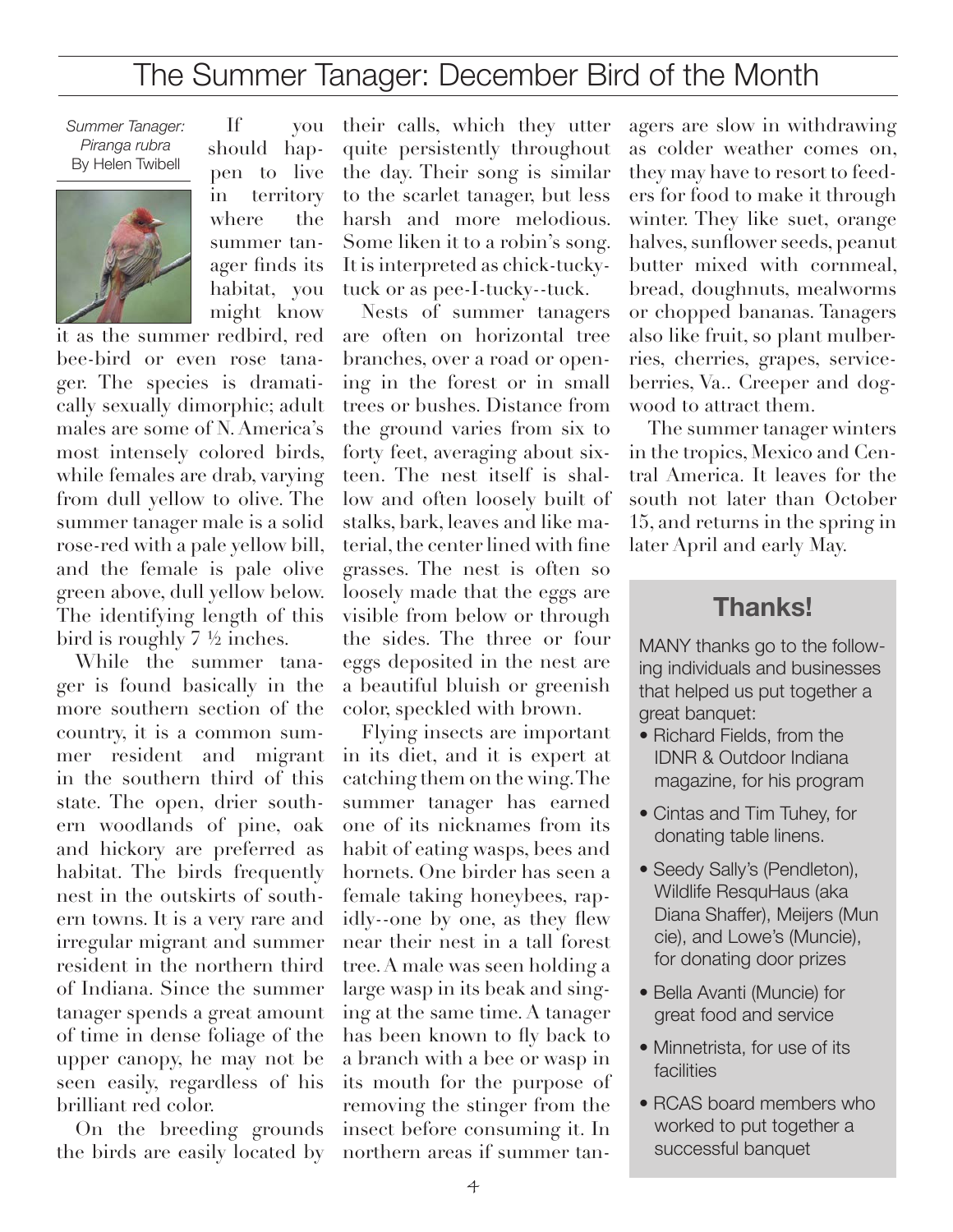# The Summer Tanager: December Bird of the Month

*Summer Tanager: Piranga rubra*
By Helen Twibell

If you should happen to live in territory where the summer tanager finds its habitat, you might know it as the summer redbird, red bee-bird or even rose tanager. The species is dramatically sexually dimorphic; adult males are some of N. America's most intensely colored birds, while females are drab, varying from dull yellow to olive. The summer tanager male is a solid rose-red with a pale yellow bill, and the female is pale olive green above, dull yellow below. The identifying length of this bird is roughly 7 ½ inches.

While the summer tanager is found basically in the more southern section of the country, it is a common summer resident and migrant in the southern third of this state. The open, drier southern woodlands of pine, oak and hickory are preferred as habitat. The birds frequently nest in the outskirts of southern towns. It is a very rare and irregular migrant and summer resident in the northern third of Indiana. Since the summer tanager spends a great amount of time in dense foliage of the upper canopy, he may not be seen easily, regardless of his brilliant red color.

On the breeding grounds the birds are easily located by their calls, which they utter quite persistently throughout the day. Their song is similar to the scarlet tanager, but less harsh and more melodious. Some liken it to a robin's song. It is interpreted as chick-tucky-tuck or as pee-I-tucky--tuck.

Nests of summer tanagers are often on horizontal tree branches, over a road or opening in the forest or in small trees or bushes. Distance from the ground varies from six to forty feet, averaging about sixteen. The nest itself is shallow and often loosely built of stalks, bark, leaves and like material, the center lined with fine grasses. The nest is often so loosely made that the eggs are visible from below or through the sides. The three or four eggs deposited in the nest are a beautiful bluish or greenish color, speckled with brown.

Flying insects are important in its diet, and it is expert at catching them on the wing. The summer tanager has earned one of its nicknames from its habit of eating wasps, bees and hornets. One birder has seen a female taking honeybees, rapidly--one by one, as they flew near their nest in a tall forest tree. A male was seen holding a large wasp in its beak and singing at the same time. A tanager has been known to fly back to a branch with a bee or wasp in its mouth for the purpose of removing the stinger from the insect before consuming it. In northern areas if summer tanagers are slow in withdrawing as colder weather comes on, they may have to resort to feeders for food to make it through winter. They like suet, orange halves, sunflower seeds, peanut butter mixed with cornmeal, bread, doughnuts, mealworms or chopped bananas. Tanagers also like fruit, so plant mulberries, cherries, grapes, serviceberries, Va.. Creeper and dogwood to attract them.

The summer tanager winters in the tropics, Mexico and Central America. It leaves for the south not later than October 15, and returns in the spring in later April and early May.

## Thanks!

MANY thanks go to the following individuals and businesses that helped us put together a great banquet:

- Richard Fields, from the IDNR & Outdoor Indiana magazine, for his program
- Cintas and Tim Tuhey, for donating table linens.
- Seedy Sally's (Pendleton), Wildlife ResquHaus (aka Diana Shaffer), Meijers (Muncie), and Lowe's (Muncie), for donating door prizes
- Bella Avanti (Muncie) for great food and service
- Minnetrista, for use of its facilities
- RCAS board members who worked to put together a successful banquet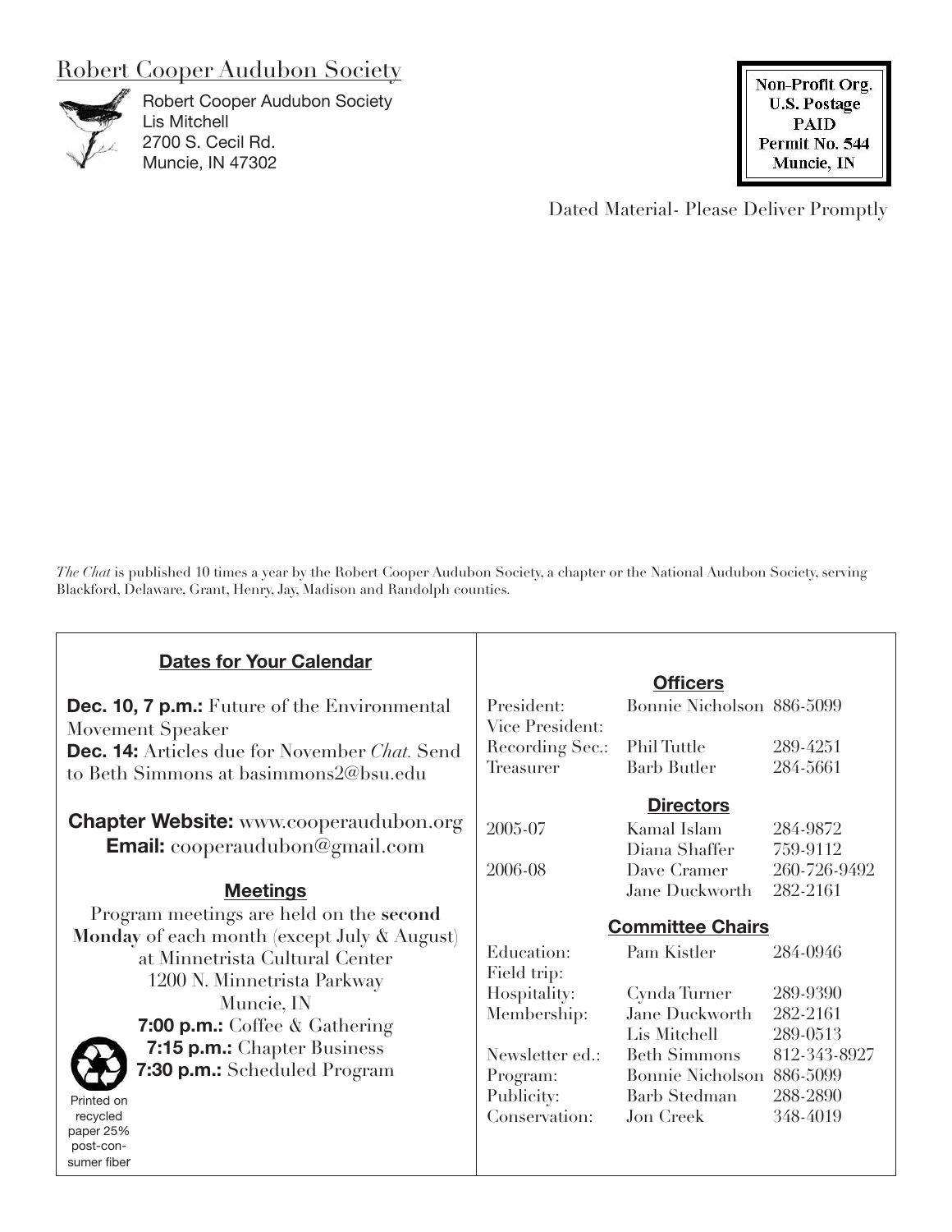## Robert Cooper Audubon Society

Robert Cooper Audubon Society
Lis Mitchell
2700 S. Cecil Rd.
Muncie, IN 47302

Non-Profit Org.
U.S. Postage
PAID
Permit No. 544
Muncie, IN

Dated Material- Please Deliver Promptly

*The Chat* is published 10 times a year by the Robert Cooper Audubon Society, a chapter or the National Audubon Society, serving Blackford, Delaware, Grant, Henry, Jay, Madison and Randolph counties.

### Dates for Your Calendar

**Dec. 10, 7 p.m.:** Future of the Environmental Movement Speaker

**Dec. 14:** Articles due for November *Chat.* Send to Beth Simmons at basimmons2@bsu.edu

**Chapter Website:** www.cooperaudubon.org
**Email:** cooperaudubon@gmail.com

### Meetings

Program meetings are held on the **second Monday** of each month (except July & August) at Minnetrista Cultural Center
1200 N. Minnetrista Parkway
Muncie, IN

**7:00 p.m.:** Coffee & Gathering
**7:15 p.m.:** Chapter Business
**7:30 p.m.:** Scheduled Program

Printed on recycled paper 25% post-consumer fiber

### Officers

| | | |
|---|---|---|
| President: | Bonnie Nicholson | 886-5099 |
| Vice President: | | |
| Recording Sec.: | Phil Tuttle | 289-4251 |
| Treasurer | Barb Butler | 284-5661 |

### Directors

| | | |
|---|---|---|
| 2005-07 | Kamal Islam | 284-9872 |
| | Diana Shaffer | 759-9112 |
| 2006-08 | Dave Cramer | 260-726-9492 |
| | Jane Duckworth | 282-2161 |

### Committee Chairs

| | | |
|---|---|---|
| Education: | Pam Kistler | 284-0946 |
| Field trip: | | |
| Hospitality: | Cynda Turner | 289-9390 |
| Membership: | Jane Duckworth | 282-2161 |
| | Lis Mitchell | 289-0513 |
| Newsletter ed.: | Beth Simmons | 812-343-8927 |
| Program: | Bonnie Nicholson | 886-5099 |
| Publicity: | Barb Stedman | 288-2890 |
| Conservation: | Jon Creek | 348-4019 |